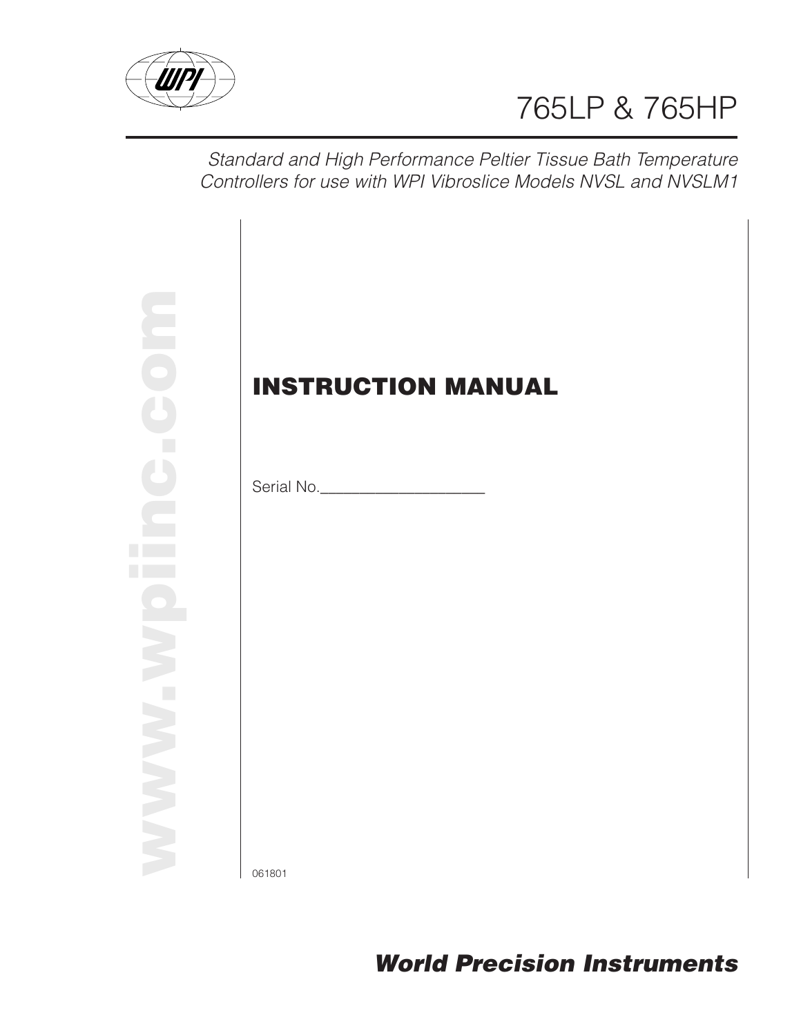# 765LP & 765HP

*Standard and High Performance Peltier Tissue Bath Temperature Controllers for use with WPI Vibroslice Models NVSL and NVSLM1*

www.wpiinc.com

## INSTRUCTION MANUAL

Serial No.____________________

061801

***World Precision Instruments***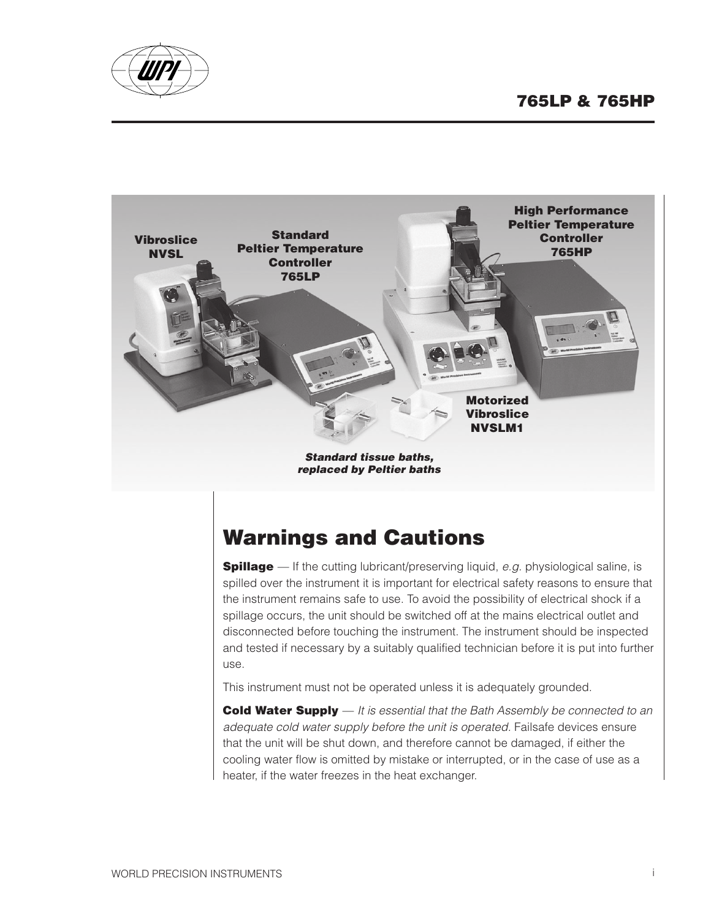Vibroslice NVSL

Standard Peltier Temperature Controller 765LP

High Performance Peltier Temperature Controller 765HP

Motorized Vibroslice NVSLM1

*Standard tissue baths, replaced by Peltier baths*

## Warnings and Cautions

**Spillage** — If the cutting lubricant/preserving liquid, *e.g.* physiological saline, is spilled over the instrument it is important for electrical safety reasons to ensure that the instrument remains safe to use. To avoid the possibility of electrical shock if a spillage occurs, the unit should be switched off at the mains electrical outlet and disconnected before touching the instrument. The instrument should be inspected and tested if necessary by a suitably qualified technician before it is put into further use.

This instrument must not be operated unless it is adequately grounded.

**Cold Water Supply** — *It is essential that the Bath Assembly be connected to an adequate cold water supply before the unit is operated.* Failsafe devices ensure that the unit will be shut down, and therefore cannot be damaged, if either the cooling water flow is omitted by mistake or interrupted, or in the case of use as a heater, if the water freezes in the heat exchanger.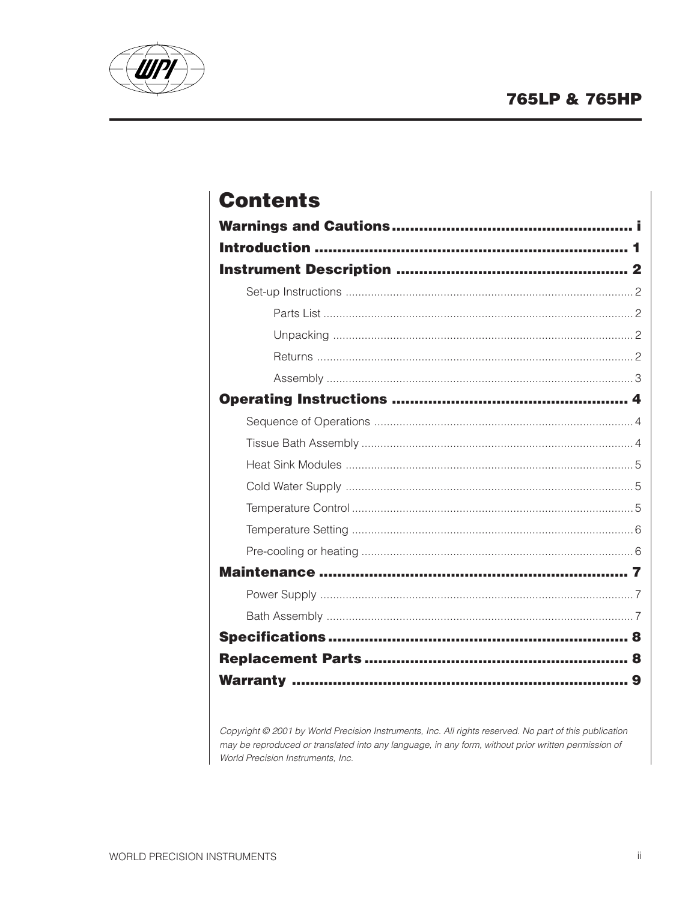# Contents

| Section | Page |
|---|---|
| **Warnings and Cautions** | **i** |
| **Introduction** | **1** |
| **Instrument Description** | **2** |
| Set-up Instructions | 2 |
| Parts List | 2 |
| Unpacking | 2 |
| Returns | 2 |
| Assembly | 3 |
| **Operating Instructions** | **4** |
| Sequence of Operations | 4 |
| Tissue Bath Assembly | 4 |
| Heat Sink Modules | 5 |
| Cold Water Supply | 5 |
| Temperature Control | 5 |
| Temperature Setting | 6 |
| Pre-cooling or heating | 6 |
| **Maintenance** | **7** |
| Power Supply | 7 |
| Bath Assembly | 7 |
| **Specifications** | **8** |
| **Replacement Parts** | **8** |
| **Warranty** | **9** |

*Copyright © 2001 by World Precision Instruments, Inc. All rights reserved. No part of this publication may be reproduced or translated into any language, in any form, without prior written permission of World Precision Instruments, Inc.*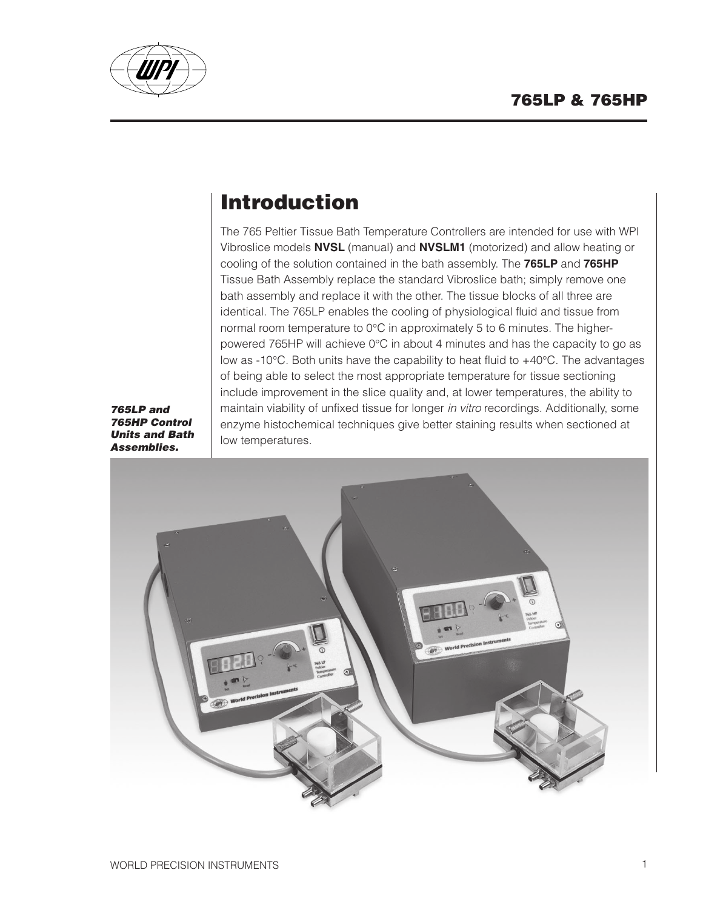# Introduction

The 765 Peltier Tissue Bath Temperature Controllers are intended for use with WPI Vibroslice models **NVSL** (manual) and **NVSLM1** (motorized) and allow heating or cooling of the solution contained in the bath assembly. The **765LP** and **765HP** Tissue Bath Assembly replace the standard Vibroslice bath; simply remove one bath assembly and replace it with the other. The tissue blocks of all three are identical. The 765LP enables the cooling of physiological fluid and tissue from normal room temperature to 0°C in approximately 5 to 6 minutes. The higher-powered 765HP will achieve 0°C in about 4 minutes and has the capacity to go as low as -10°C. Both units have the capability to heat fluid to +40°C. The advantages of being able to select the most appropriate temperature for tissue sectioning include improvement in the slice quality and, at lower temperatures, the ability to maintain viability of unfixed tissue for longer *in vitro* recordings. Additionally, some enzyme histochemical techniques give better staining results when sectioned at low temperatures.

***765LP and 765HP Control Units and Bath Assemblies.***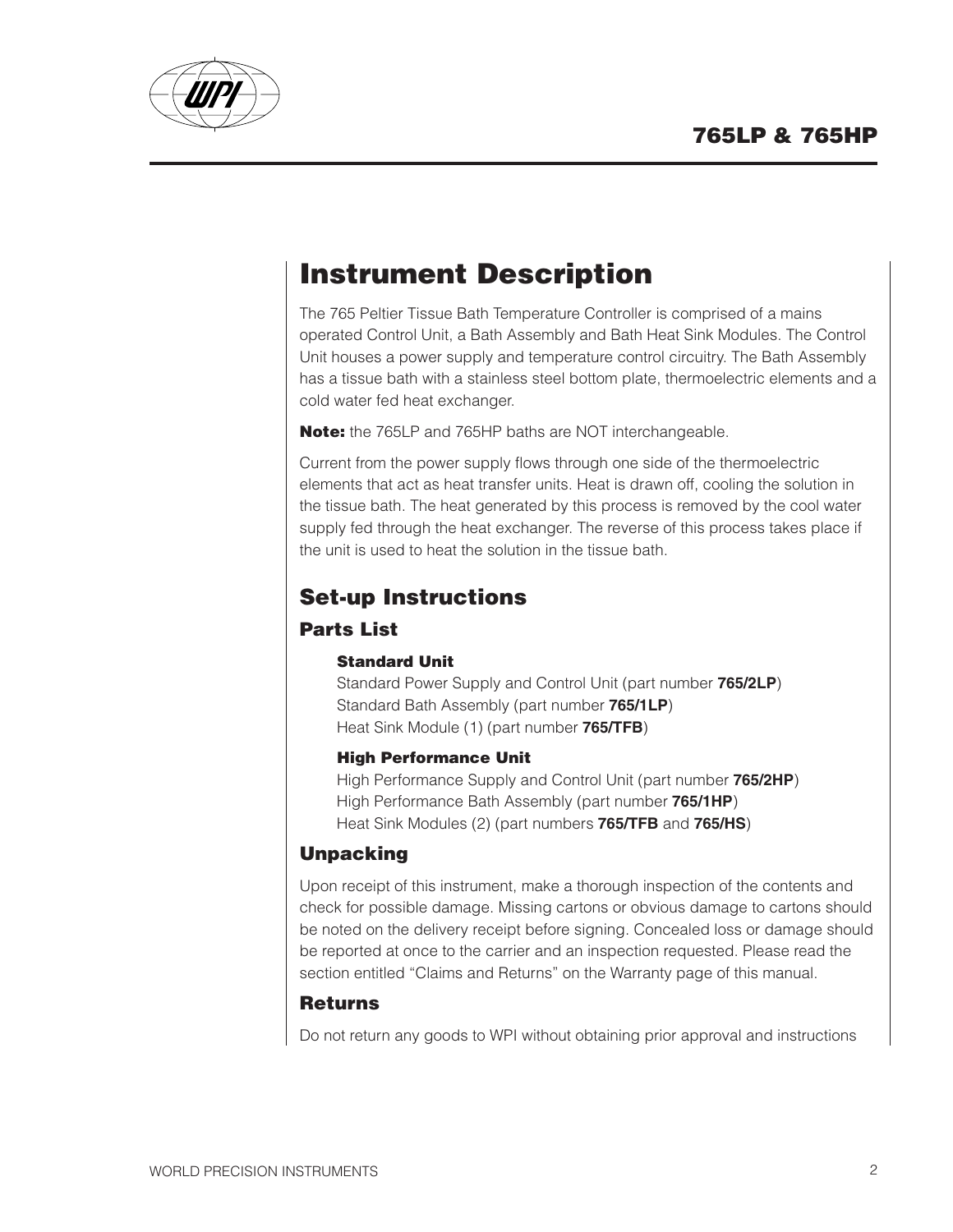# Instrument Description

The 765 Peltier Tissue Bath Temperature Controller is comprised of a mains operated Control Unit, a Bath Assembly and Bath Heat Sink Modules. The Control Unit houses a power supply and temperature control circuitry. The Bath Assembly has a tissue bath with a stainless steel bottom plate, thermoelectric elements and a cold water fed heat exchanger.

**Note:** the 765LP and 765HP baths are NOT interchangeable.

Current from the power supply flows through one side of the thermoelectric elements that act as heat transfer units. Heat is drawn off, cooling the solution in the tissue bath. The heat generated by this process is removed by the cool water supply fed through the heat exchanger. The reverse of this process takes place if the unit is used to heat the solution in the tissue bath.

## Set-up Instructions

### Parts List

#### Standard Unit

Standard Power Supply and Control Unit (part number **765/2LP**)
Standard Bath Assembly (part number **765/1LP**)
Heat Sink Module (1) (part number **765/TFB**)

#### High Performance Unit

High Performance Supply and Control Unit (part number **765/2HP**)
High Performance Bath Assembly (part number **765/1HP**)
Heat Sink Modules (2) (part numbers **765/TFB** and **765/HS**)

### Unpacking

Upon receipt of this instrument, make a thorough inspection of the contents and check for possible damage. Missing cartons or obvious damage to cartons should be noted on the delivery receipt before signing. Concealed loss or damage should be reported at once to the carrier and an inspection requested. Please read the section entitled "Claims and Returns" on the Warranty page of this manual.

### Returns

Do not return any goods to WPI without obtaining prior approval and instructions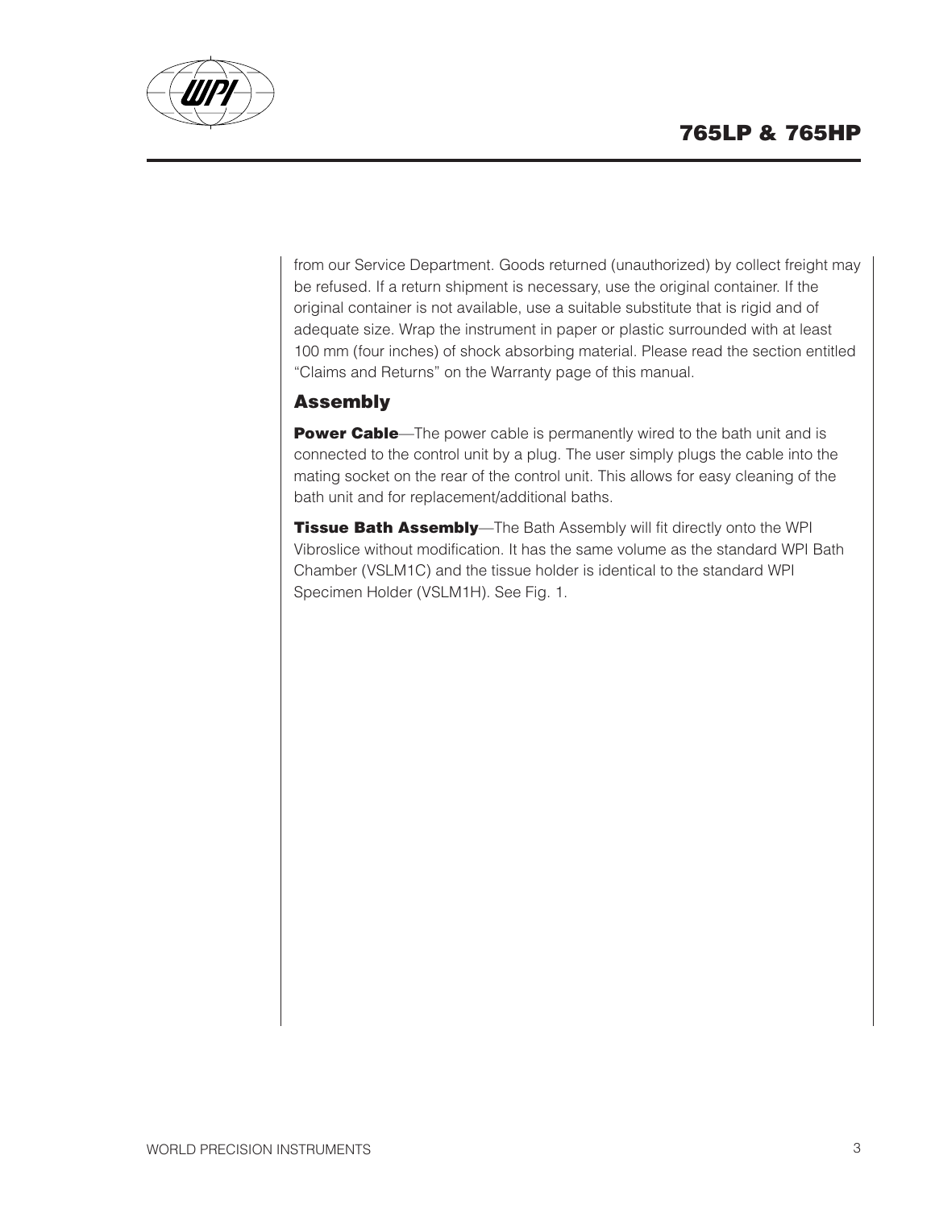from our Service Department. Goods returned (unauthorized) by collect freight may be refused. If a return shipment is necessary, use the original container. If the original container is not available, use a suitable substitute that is rigid and of adequate size. Wrap the instrument in paper or plastic surrounded with at least 100 mm (four inches) of shock absorbing material. Please read the section entitled "Claims and Returns" on the Warranty page of this manual.

## Assembly

**Power Cable**—The power cable is permanently wired to the bath unit and is connected to the control unit by a plug. The user simply plugs the cable into the mating socket on the rear of the control unit. This allows for easy cleaning of the bath unit and for replacement/additional baths.

**Tissue Bath Assembly**—The Bath Assembly will fit directly onto the WPI Vibroslice without modification. It has the same volume as the standard WPI Bath Chamber (VSLM1C) and the tissue holder is identical to the standard WPI Specimen Holder (VSLM1H). See Fig. 1.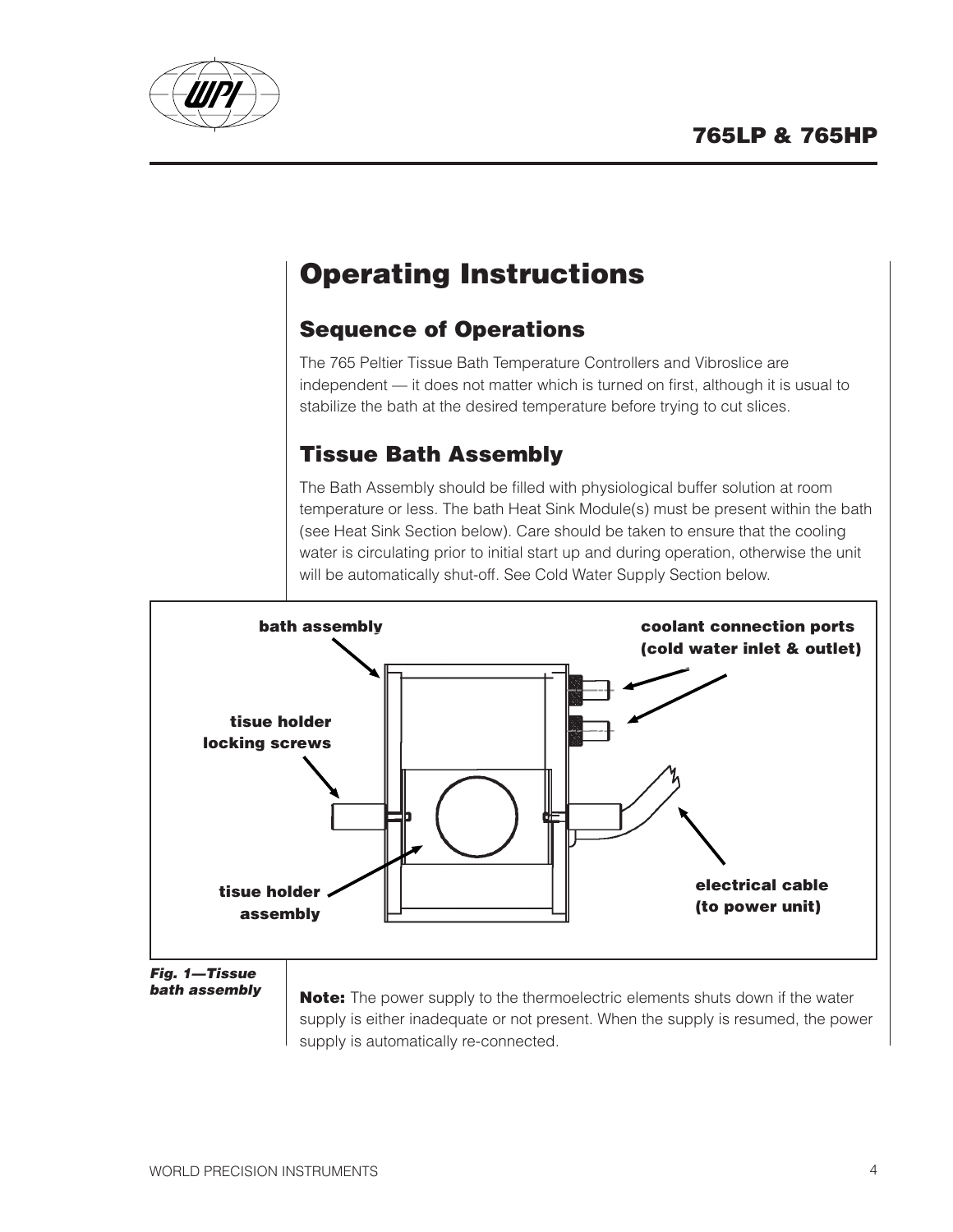# Operating Instructions

## Sequence of Operations

The 765 Peltier Tissue Bath Temperature Controllers and Vibroslice are independent — it does not matter which is turned on first, although it is usual to stabilize the bath at the desired temperature before trying to cut slices.

## Tissue Bath Assembly

The Bath Assembly should be filled with physiological buffer solution at room temperature or less. The bath Heat Sink Module(s) must be present within the bath (see Heat Sink Section below). Care should be taken to ensure that the cooling water is circulating prior to initial start up and during operation, otherwise the unit will be automatically shut-off. See Cold Water Supply Section below.

**bath assembly**

**coolant connection ports (cold water inlet & outlet)**

**tisue holder locking screws**

**tisue holder assembly**

**electrical cable (to power unit)**

***Fig. 1—Tissue bath assembly***

**Note:** The power supply to the thermoelectric elements shuts down if the water supply is either inadequate or not present. When the supply is resumed, the power supply is automatically re-connected.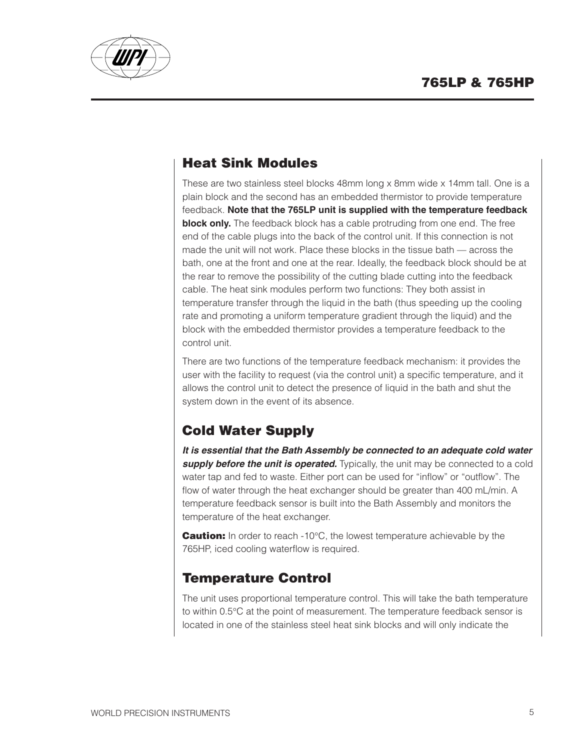## Heat Sink Modules

These are two stainless steel blocks 48mm long x 8mm wide x 14mm tall. One is a plain block and the second has an embedded thermistor to provide temperature feedback. **Note that the 765LP unit is supplied with the temperature feedback block only.** The feedback block has a cable protruding from one end. The free end of the cable plugs into the back of the control unit. If this connection is not made the unit will not work. Place these blocks in the tissue bath — across the bath, one at the front and one at the rear. Ideally, the feedback block should be at the rear to remove the possibility of the cutting blade cutting into the feedback cable. The heat sink modules perform two functions: They both assist in temperature transfer through the liquid in the bath (thus speeding up the cooling rate and promoting a uniform temperature gradient through the liquid) and the block with the embedded thermistor provides a temperature feedback to the control unit.

There are two functions of the temperature feedback mechanism: it provides the user with the facility to request (via the control unit) a specific temperature, and it allows the control unit to detect the presence of liquid in the bath and shut the system down in the event of its absence.

## Cold Water Supply

***It is essential that the Bath Assembly be connected to an adequate cold water supply before the unit is operated.*** Typically, the unit may be connected to a cold water tap and fed to waste. Either port can be used for "inflow" or "outflow". The flow of water through the heat exchanger should be greater than 400 mL/min. A temperature feedback sensor is built into the Bath Assembly and monitors the temperature of the heat exchanger.

**Caution:** In order to reach -10°C, the lowest temperature achievable by the 765HP, iced cooling waterflow is required.

## Temperature Control

The unit uses proportional temperature control. This will take the bath temperature to within 0.5°C at the point of measurement. The temperature feedback sensor is located in one of the stainless steel heat sink blocks and will only indicate the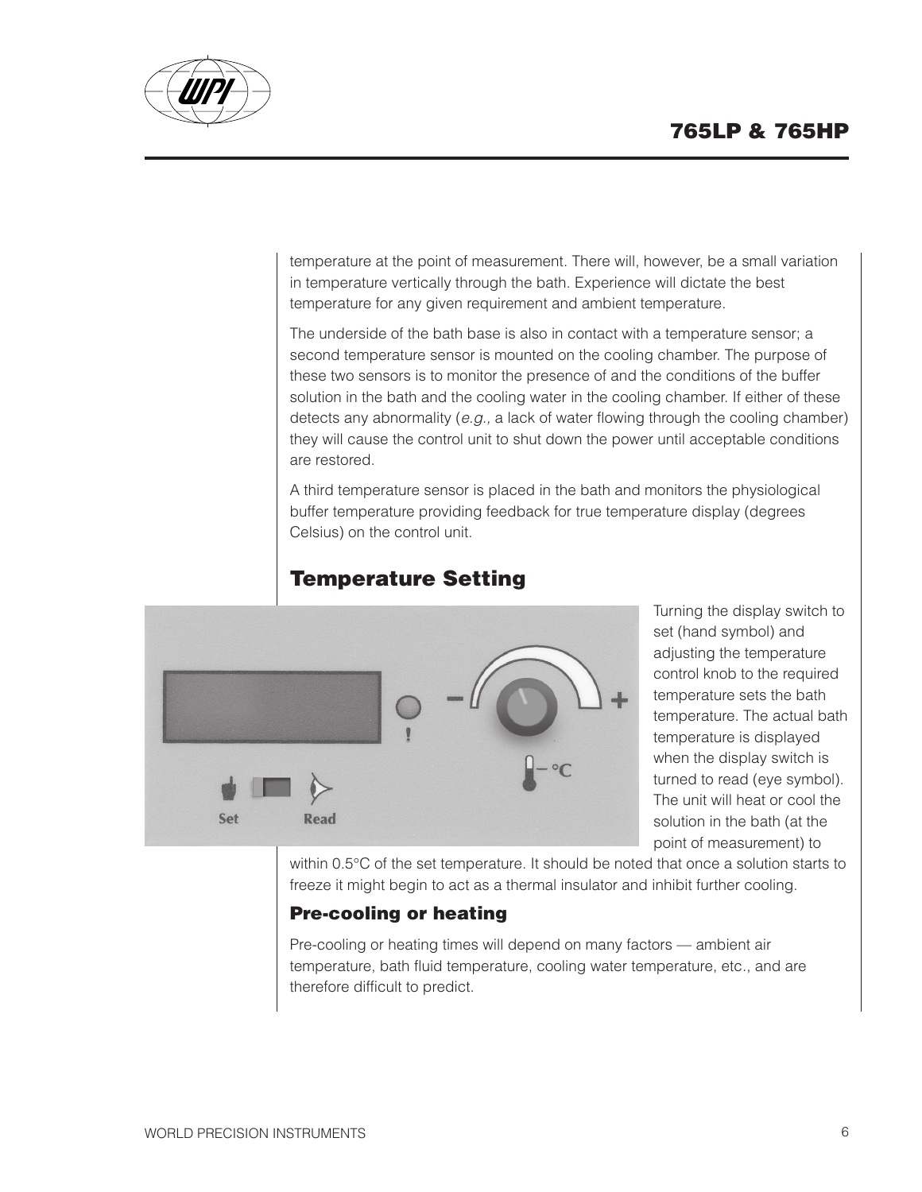temperature at the point of measurement. There will, however, be a small variation in temperature vertically through the bath. Experience will dictate the best temperature for any given requirement and ambient temperature.

The underside of the bath base is also in contact with a temperature sensor; a second temperature sensor is mounted on the cooling chamber. The purpose of these two sensors is to monitor the presence of and the conditions of the buffer solution in the bath and the cooling water in the cooling chamber. If either of these detects any abnormality (*e.g.,* a lack of water flowing through the cooling chamber) they will cause the control unit to shut down the power until acceptable conditions are restored.

A third temperature sensor is placed in the bath and monitors the physiological buffer temperature providing feedback for true temperature display (degrees Celsius) on the control unit.

## Temperature Setting

Turning the display switch to set (hand symbol) and adjusting the temperature control knob to the required temperature sets the bath temperature. The actual bath temperature is displayed when the display switch is turned to read (eye symbol). The unit will heat or cool the solution in the bath (at the point of measurement) to within 0.5°C of the set temperature. It should be noted that once a solution starts to freeze it might begin to act as a thermal insulator and inhibit further cooling.

### Pre-cooling or heating

Pre-cooling or heating times will depend on many factors — ambient air temperature, bath fluid temperature, cooling water temperature, etc., and are therefore difficult to predict.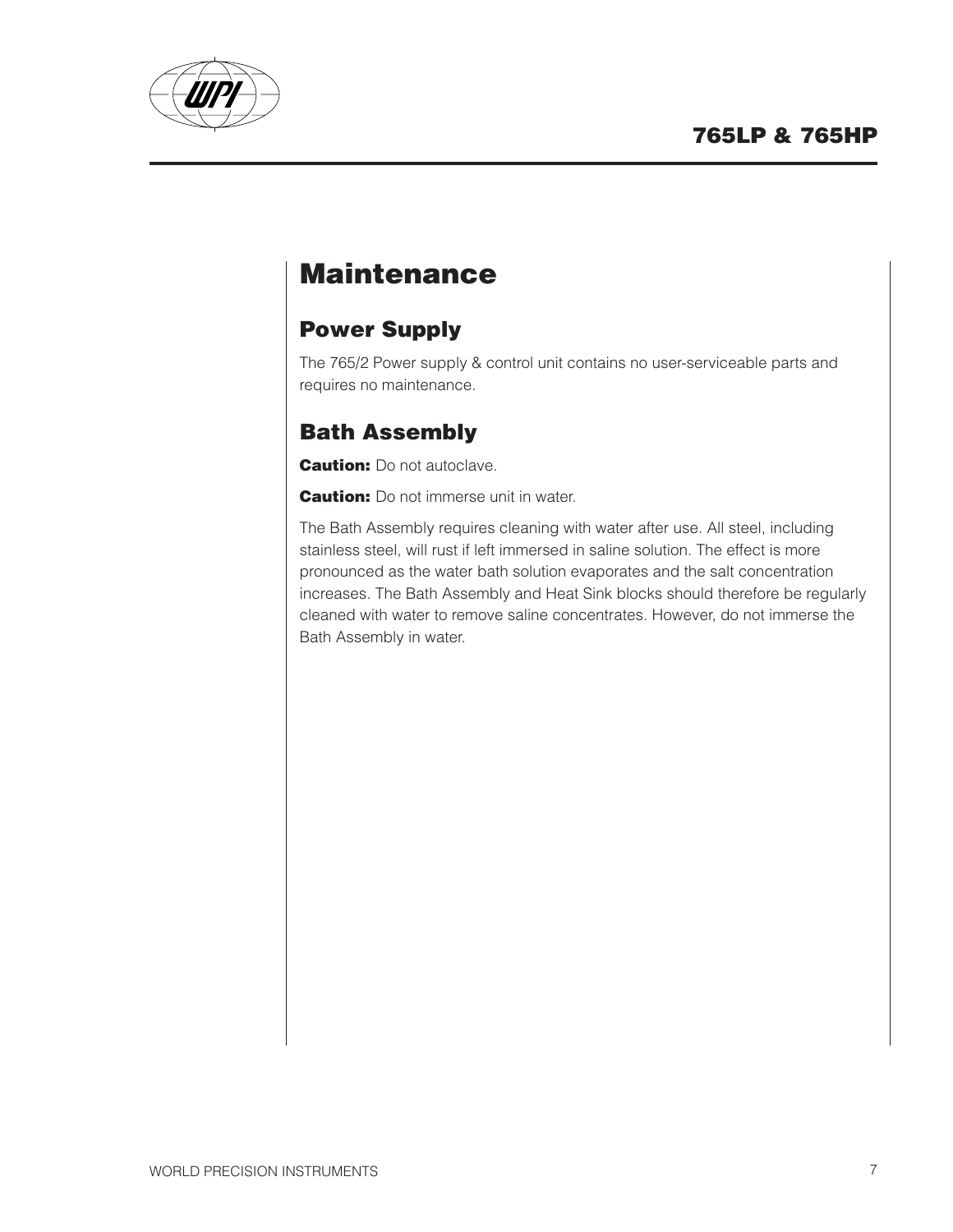# Maintenance

## Power Supply

The 765/2 Power supply & control unit contains no user-serviceable parts and requires no maintenance.

## Bath Assembly

**Caution:** Do not autoclave.

**Caution:** Do not immerse unit in water.

The Bath Assembly requires cleaning with water after use. All steel, including stainless steel, will rust if left immersed in saline solution. The effect is more pronounced as the water bath solution evaporates and the salt concentration increases. The Bath Assembly and Heat Sink blocks should therefore be regularly cleaned with water to remove saline concentrates. However, do not immerse the Bath Assembly in water.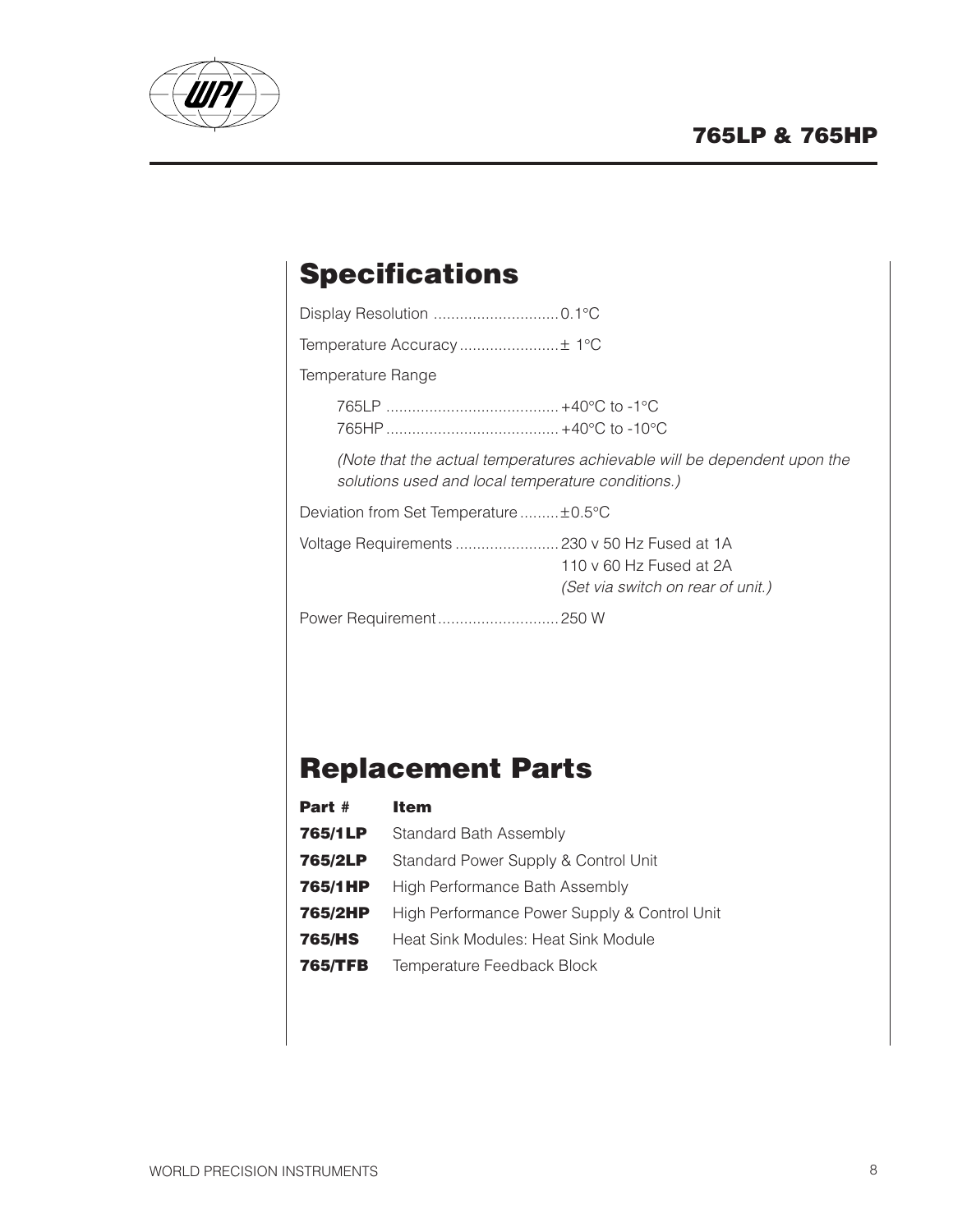## Specifications

Display Resolution ............................. 0.1°C

Temperature Accuracy....................... ± 1°C

Temperature Range

765LP ........................................ +40°C to -1°C
765HP ........................................ +40°C to -10°C

*(Note that the actual temperatures achievable will be dependent upon the solutions used and local temperature conditions.)*

Deviation from Set Temperature......... ±0.5°C

Voltage Requirements ........................ 230 v 50 Hz Fused at 1A
110 v 60 Hz Fused at 2A
*(Set via switch on rear of unit.)*

Power Requirement............................ 250 W

## Replacement Parts

| Part # | Item |
|---|---|
| **765/1LP** | Standard Bath Assembly |
| **765/2LP** | Standard Power Supply & Control Unit |
| **765/1HP** | High Performance Bath Assembly |
| **765/2HP** | High Performance Power Supply & Control Unit |
| **765/HS** | Heat Sink Modules: Heat Sink Module |
| **765/TFB** | Temperature Feedback Block |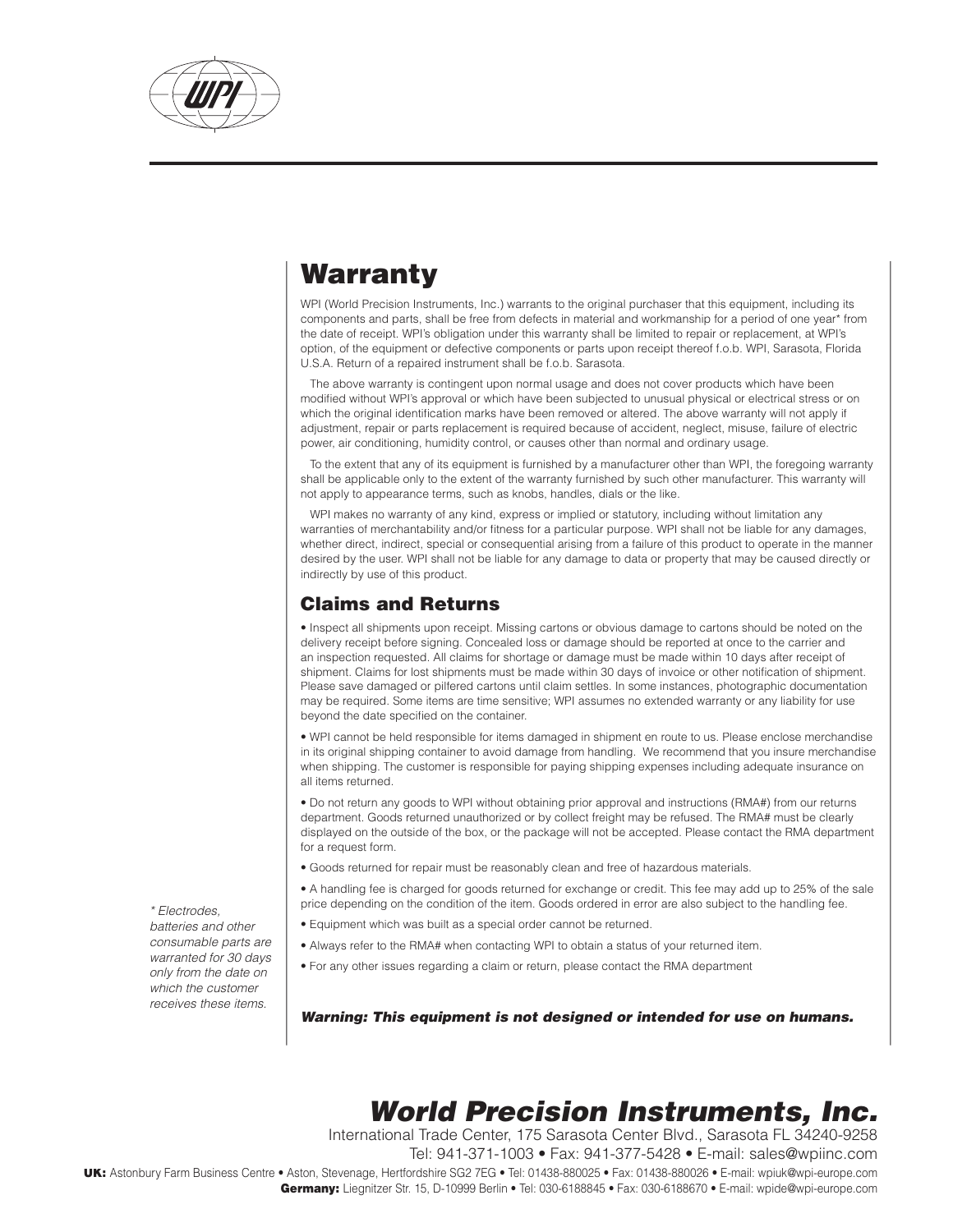# Warranty

WPI (World Precision Instruments, Inc.) warrants to the original purchaser that this equipment, including its components and parts, shall be free from defects in material and workmanship for a period of one year* from the date of receipt. WPI's obligation under this warranty shall be limited to repair or replacement, at WPI's option, of the equipment or defective components or parts upon receipt thereof f.o.b. WPI, Sarasota, Florida U.S.A. Return of a repaired instrument shall be f.o.b. Sarasota.

The above warranty is contingent upon normal usage and does not cover products which have been modified without WPI's approval or which have been subjected to unusual physical or electrical stress or on which the original identification marks have been removed or altered. The above warranty will not apply if adjustment, repair or parts replacement is required because of accident, neglect, misuse, failure of electric power, air conditioning, humidity control, or causes other than normal and ordinary usage.

To the extent that any of its equipment is furnished by a manufacturer other than WPI, the foregoing warranty shall be applicable only to the extent of the warranty furnished by such other manufacturer. This warranty will not apply to appearance terms, such as knobs, handles, dials or the like.

WPI makes no warranty of any kind, express or implied or statutory, including without limitation any warranties of merchantability and/or fitness for a particular purpose. WPI shall not be liable for any damages, whether direct, indirect, special or consequential arising from a failure of this product to operate in the manner desired by the user. WPI shall not be liable for any damage to data or property that may be caused directly or indirectly by use of this product.

## Claims and Returns

- Inspect all shipments upon receipt. Missing cartons or obvious damage to cartons should be noted on the delivery receipt before signing. Concealed loss or damage should be reported at once to the carrier and an inspection requested. All claims for shortage or damage must be made within 10 days after receipt of shipment. Claims for lost shipments must be made within 30 days of invoice or other notification of shipment. Please save damaged or pilfered cartons until claim settles. In some instances, photographic documentation may be required. Some items are time sensitive; WPI assumes no extended warranty or any liability for use beyond the date specified on the container.
- WPI cannot be held responsible for items damaged in shipment en route to us. Please enclose merchandise in its original shipping container to avoid damage from handling. We recommend that you insure merchandise when shipping. The customer is responsible for paying shipping expenses including adequate insurance on all items returned.
- Do not return any goods to WPI without obtaining prior approval and instructions (RMA#) from our returns department. Goods returned unauthorized or by collect freight may be refused. The RMA# must be clearly displayed on the outside of the box, or the package will not be accepted. Please contact the RMA department for a request form.
- Goods returned for repair must be reasonably clean and free of hazardous materials.
- A handling fee is charged for goods returned for exchange or credit. This fee may add up to 25% of the sale price depending on the condition of the item. Goods ordered in error are also subject to the handling fee.
- Equipment which was built as a special order cannot be returned.
- Always refer to the RMA# when contacting WPI to obtain a status of your returned item.
- For any other issues regarding a claim or return, please contact the RMA department

*\* Electrodes, batteries and other consumable parts are warranted for 30 days only from the date on which the customer receives these items.*

***Warning: This equipment is not designed or intended for use on humans.***

## *World Precision Instruments, Inc.*

International Trade Center, 175 Sarasota Center Blvd., Sarasota FL 34240-9258
Tel: 941-371-1003 • Fax: 941-377-5428 • E-mail: sales@wpiinc.com

**UK:** Astonbury Farm Business Centre • Aston, Stevenage, Hertfordshire SG2 7EG • Tel: 01438-880025 • Fax: 01438-880026 • E-mail: wpiuk@wpi-europe.com

**Germany:** Liegnitzer Str. 15, D-10999 Berlin • Tel: 030-6188845 • Fax: 030-6188670 • E-mail: wpide@wpi-europe.com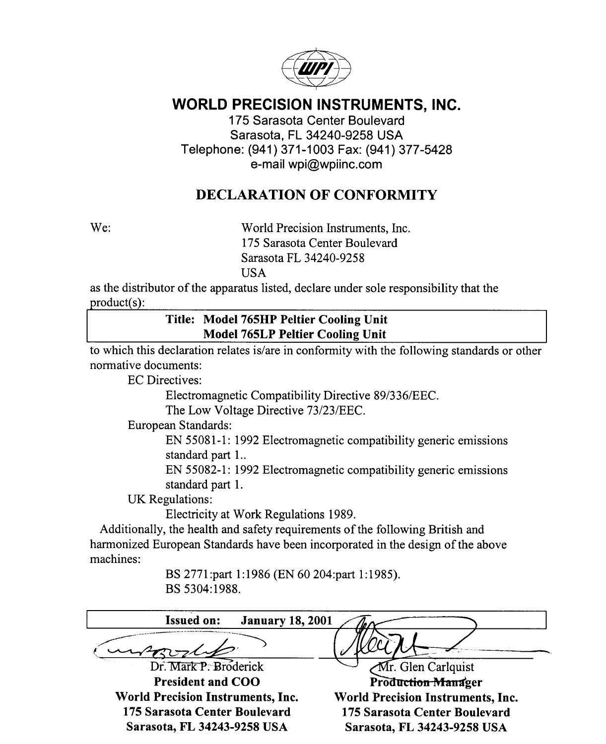# WORLD PRECISION INSTRUMENTS, INC.

175 Sarasota Center Boulevard
Sarasota, FL 34240-9258 USA
Telephone: (941) 371-1003 Fax: (941) 377-5428
e-mail wpi@wpiinc.com

## DECLARATION OF CONFORMITY

We: World Precision Instruments, Inc.
175 Sarasota Center Boulevard
Sarasota FL 34240-9258
USA

as the distributor of the apparatus listed, declare under sole responsibility that the product(s):

**Title: Model 765HP Peltier Cooling Unit**
**Model 765LP Peltier Cooling Unit**

to which this declaration relates is/are in conformity with the following standards or other normative documents:

EC Directives:

Electromagnetic Compatibility Directive 89/336/EEC.

The Low Voltage Directive 73/23/EEC.

European Standards:

EN 55081-1: 1992 Electromagnetic compatibility generic emissions standard part 1..

EN 55082-1: 1992 Electromagnetic compatibility generic emissions standard part 1.

UK Regulations:

Electricity at Work Regulations 1989.

Additionally, the health and safety requirements of the following British and harmonized European Standards have been incorporated in the design of the above machines:

BS 2771:part 1:1986 (EN 60 204:part 1:1985).
BS 5304:1988.

**Issued on: January 18, 2001**

| | |
|---|---|
| Dr. Mark P. Broderick | Mr. Glen Carlquist |
| **President and COO** | **Production Manager** |
| **World Precision Instruments, Inc.** | **World Precision Instruments, Inc.** |
| **175 Sarasota Center Boulevard** | **175 Sarasota Center Boulevard** |
| **Sarasota, FL 34243-9258 USA** | **Sarasota, FL 34243-9258 USA** |